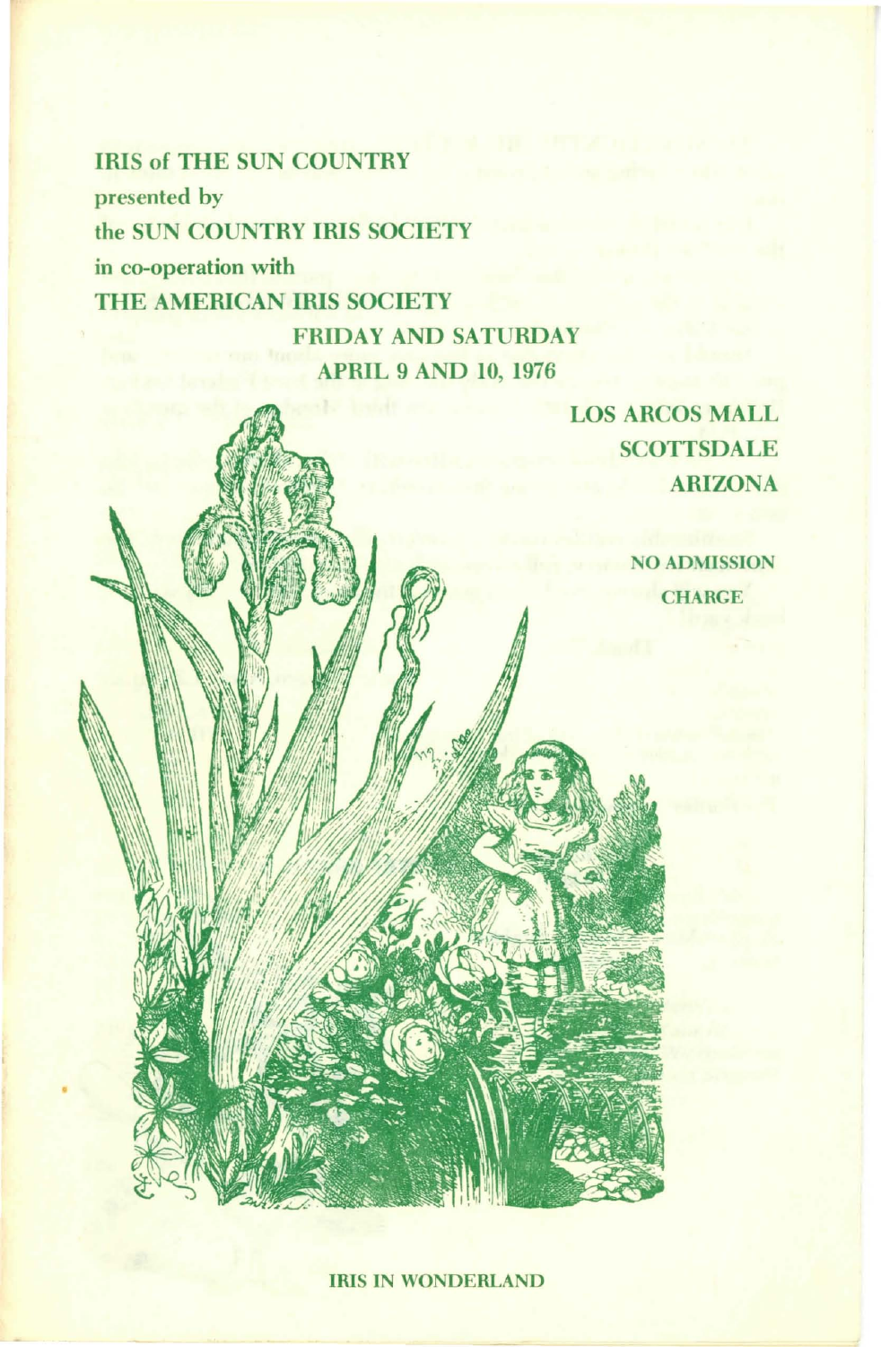# IRIS of THE SUN COUNTRY

presented by

**the SUN COUNTRY IRIS SOCIETY**

in co-operation with

**THE AMERICAN IRIS SOCIETY**

**FRIDAY AND SATURDAY**
**APRIL 9 AND 10, 1976**

**LOS ARCOS MALL**
**SCOTTSDALE**
**ARIZONA**

**NO ADMISSION CHARGE**

**IRIS IN WONDERLAND**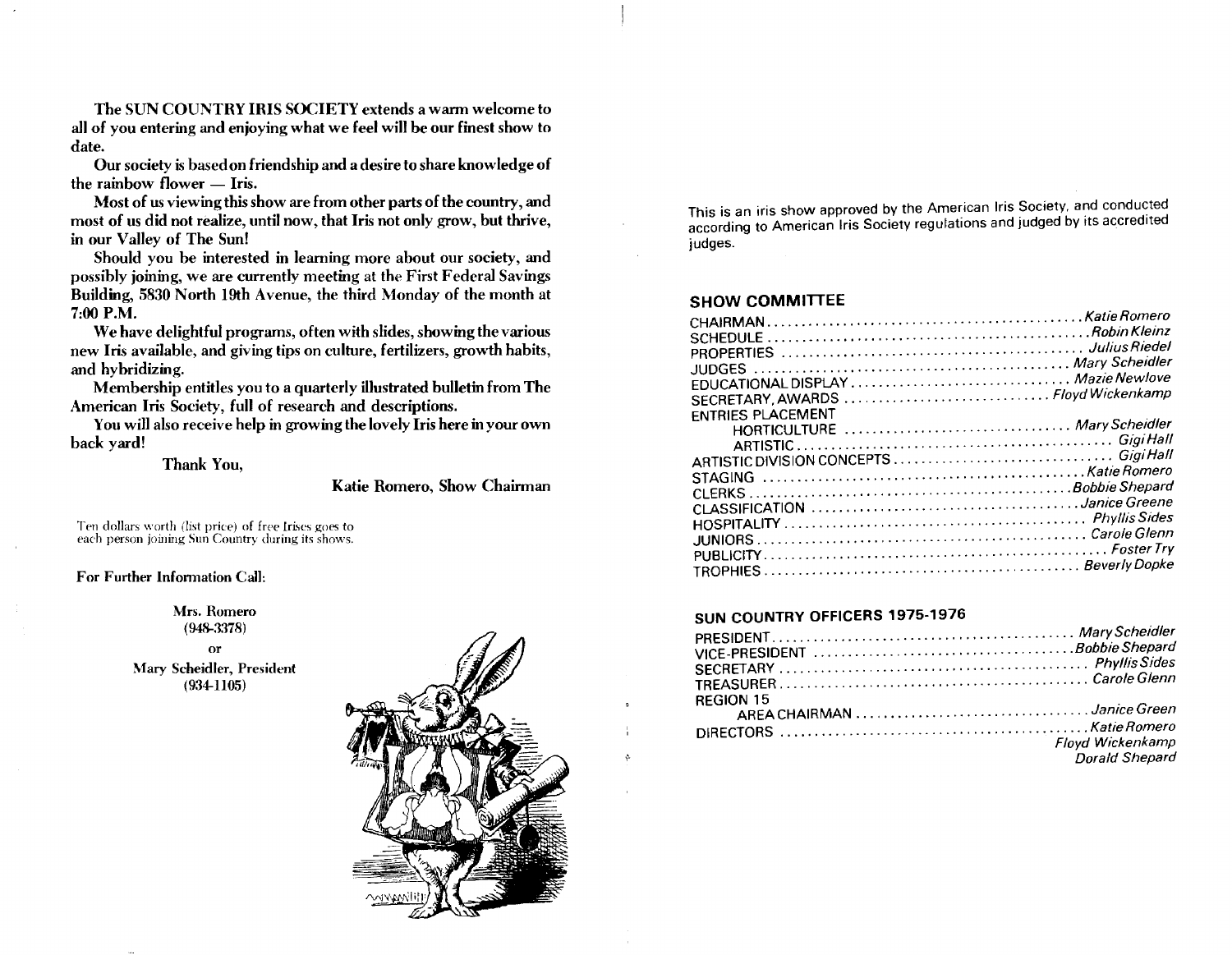The **SUN COUNTRY IRIS SOCIETY** extends a warm welcome to all of you entering and enjoying what we feel will be our finest show to date.

Our society is based on friendship and a desire to share knowledge of the rainbow flower — Iris.

Most of us viewing this show are from other parts of the country, and most of us did not realize, until now, that Iris not only grow, but thrive, in our Valley of The Sun!

Should you be interested in learning more about our society, and possibly joining, we are currently meeting at the First Federal Savings Building, 5830 North 19th Avenue, the third Monday of the month at 7:00 P.M.

We have delightful programs, often with slides, showing the various new Iris available, and giving tips on culture, fertilizers, growth habits, and hybridizing.

Membership entitles you to a quarterly illustrated bulletin from The American Iris Society, full of research and descriptions.

You will also receive help in growing the lovely Iris here in your own back yard!

Thank You,

Katie Romero, Show Chairman

Ten dollars worth (list price) of free Irises goes to each person joining Sun Country during its shows.

**For Further Information Call:**

Mrs. Romero
(948-3378)
or
Mary Scheidler, President
(934-1105)

This is an iris show approved by the American Iris Society, and conducted according to American Iris Society regulations and judged by its accredited judges.

## SHOW COMMITTEE

CHAIRMAN ............ *Katie Romero*
SCHEDULE ............ *Robin Kleinz*
PROPERTIES ............ *Julius Riedel*
JUDGES ............ *Mary Scheidler*
EDUCATIONAL DISPLAY ............ *Mazie Newlove*
SECRETARY, AWARDS ............ *Floyd Wickenkamp*
ENTRIES PLACEMENT
  HORTICULTURE ............ *Mary Scheidler*
  ARTISTIC ............ *Gigi Hall*
ARTISTIC DIVISION CONCEPTS ............ *Gigi Hall*
STAGING ............ *Katie Romero*
CLERKS ............ *Bobbie Shepard*
CLASSIFICATION ............ *Janice Greene*
HOSPITALITY ............ *Phyllis Sides*
JUNIORS ............ *Carole Glenn*
PUBLICITY ............ *Foster Try*
TROPHIES ............ *Beverly Dopke*

## SUN COUNTRY OFFICERS 1975-1976

PRESIDENT ............ *Mary Scheidler*
VICE-PRESIDENT ............ *Bobbie Shepard*
SECRETARY ............ *Phyllis Sides*
TREASURER ............ *Carole Glenn*
REGION 15
  AREA CHAIRMAN ............ *Janice Green*
DIRECTORS ............ *Katie Romero*
*Floyd Wickenkamp*
*Dorald Shepard*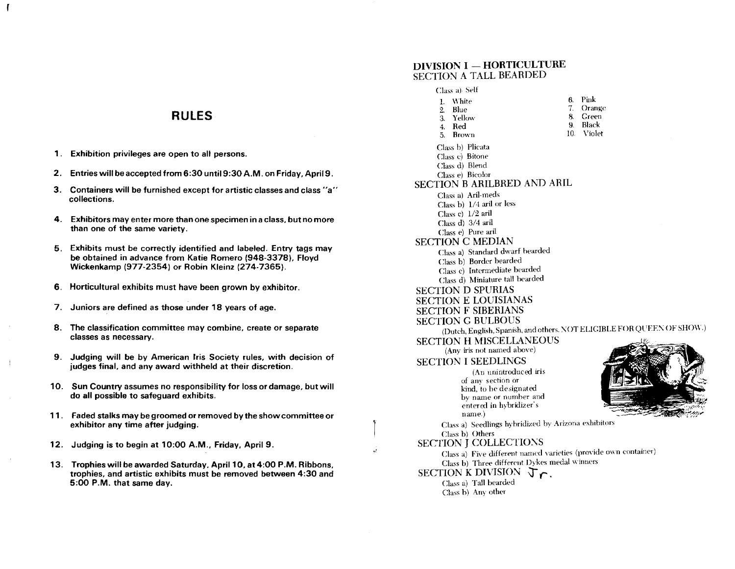# RULES

1. Exhibition privileges are open to all persons.
2. Entries will be accepted from 6:30 until 9:30 A.M. on Friday, April 9.
3. Containers will be furnished except for artistic classes and class "a" collections.
4. Exhibitors may enter more than one specimen in a class, but no more than one of the same variety.
5. Exhibits must be correctly identified and labeled. Entry tags may be obtained in advance from Katie Romero (948-3378), Floyd Wickenkamp (977-2354) or Robin Kleinz (274-7365).
6. Horticultural exhibits must have been grown by exhibitor.
7. Juniors are defined as those under 18 years of age.
8. The classification committee may combine, create or separate classes as necessary.
9. Judging will be by American Iris Society rules, with decision of judges final, and any award withheld at their discretion.
10. Sun Country assumes no responsibility for loss or damage, but will do all possible to safeguard exhibits.
11. Faded stalks may be groomed or removed by the show committee or exhibitor any time after judging.
12. Judging is to begin at 10:00 A.M., Friday, April 9.
13. Trophies will be awarded Saturday, April 10, at 4:00 P.M. Ribbons, trophies, and artistic exhibits must be removed between 4:30 and 5:00 P.M. that same day.

## DIVISION I — HORTICULTURE

### SECTION A TALL BEARDED

Class a) Self

1. White
2. Blue
3. Yellow
4. Red
5. Brown
6. Pink
7. Orange
8. Green
9. Black
10. Violet

Class b) Plicata
Class c) Bitone
Class d) Blend
Class e) Bicolor

### SECTION B ARILBRED AND ARIL

Class a) Aril-meds
Class b) 1/4 aril or less
Class c) 1/2 aril
Class d) 3/4 aril
Class e) Pure aril

### SECTION C MEDIAN

Class a) Standard dwarf bearded
Class b) Border bearded
Class c) Intermediate bearded
Class d) Miniature tall bearded

### SECTION D SPURIAS

### SECTION E LOUISIANAS

### SECTION F SIBERIANS

### SECTION G BULBOUS

(Dutch, English, Spanish, and others. NOT ELIGIBLE FOR QUEEN OF SHOW.)

### SECTION H MISCELLANEOUS

(Any iris not named above)

### SECTION I SEEDLINGS

(An unintroduced iris of any section or kind, to be designated by name or number and entered in hybridizer's name.)

Class a) Seedlings hybridized by Arizona exhibitors
Class b) Others

### SECTION J COLLECTIONS

Class a) Five different named varieties (provide own container)
Class b) Three different Dykes medal winners

### SECTION K DIVISION Jr.

Class a) Tall bearded
Class b) Any other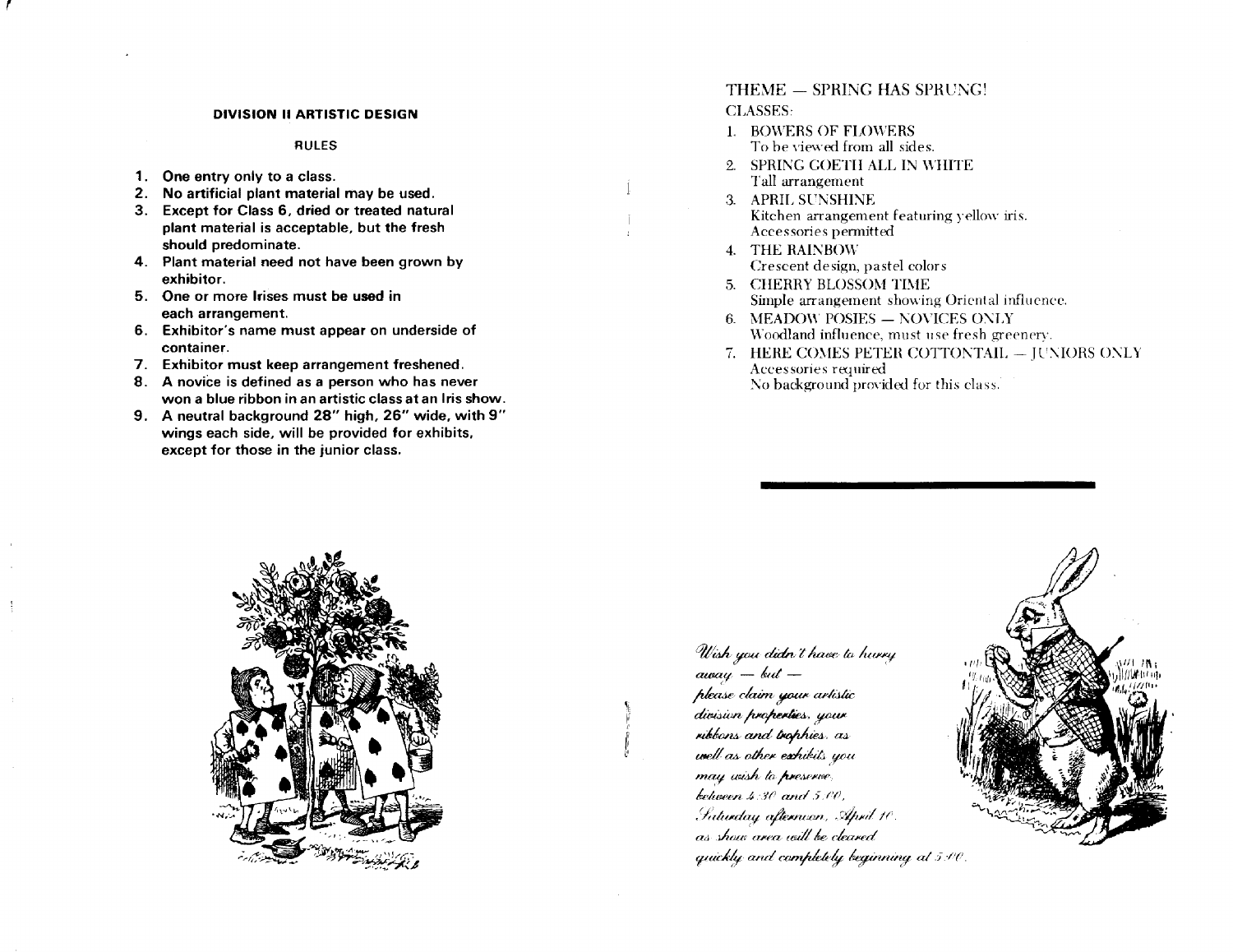## DIVISION II ARTISTIC DESIGN

### RULES

1. **One entry only to a class.**
2. **No artificial plant material may be used.**
3. **Except for Class 6, dried or treated natural plant material is acceptable, but the fresh should predominate.**
4. **Plant material need not have been grown by exhibitor.**
5. **One or more Irises must be used in each arrangement.**
6. **Exhibitor's name must appear on underside of container.**
7. **Exhibitor must keep arrangement freshened.**
8. **A novice is defined as a person who has never won a blue ribbon in an artistic class at an Iris show.**
9. **A neutral background 28" high, 26" wide, with 9" wings each side, will be provided for exhibits, except for those in the junior class.**

## THEME — SPRING HAS SPRUNG!

CLASSES:

1. BOWERS OF FLOWERS
   To be viewed from all sides.
2. SPRING GOETH ALL IN WHITE
   Tall arrangement
3. APRIL SUNSHINE
   Kitchen arrangement featuring yellow iris.
   Accessories permitted
4. THE RAINBOW
   Crescent design, pastel colors
5. CHERRY BLOSSOM TIME
   Simple arrangement showing Oriental influence.
6. MEADOW POSIES — NOVICES ONLY
   Woodland influence, must use fresh greenery.
7. HERE COMES PETER COTTONTAIL — JUNIORS ONLY
   Accessories required
   No background provided for this class.

*Wish you didn't have to hurry away — but — please claim your artistic division properties, your ribbons and trophies, as well as other exhibits you may wish to preserve, between 4:30 and 5:00, Saturday afternoon, April 10, as show area will be cleared quickly and completely beginning at 5:00.*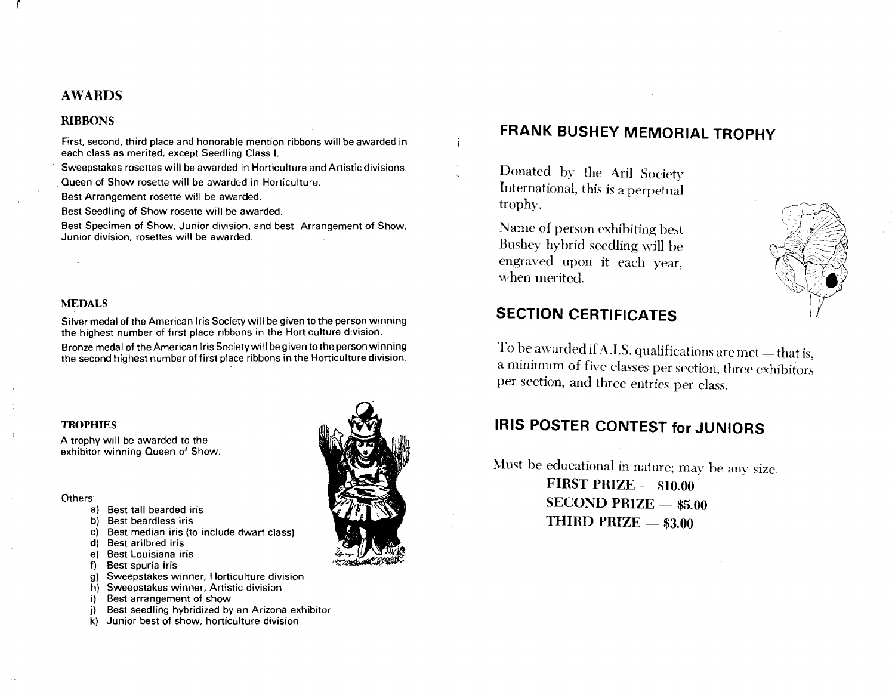## AWARDS

### RIBBONS

First, second, third place and honorable mention ribbons will be awarded in each class as merited, except Seedling Class I.

Sweepstakes rosettes will be awarded in Horticulture and Artistic divisions.

Queen of Show rosette will be awarded in Horticulture.

Best Arrangement rosette will be awarded.

Best Seedling of Show rosette will be awarded.

Best Specimen of Show, Junior division, and best Arrangement of Show, Junior division, rosettes will be awarded.

### MEDALS

Silver medal of the American Iris Society will be given to the person winning the highest number of first place ribbons in the Horticulture division.

Bronze medal of the American Iris Society will be given to the person winning the second highest number of first place ribbons in the Horticulture division.

### TROPHIES

A trophy will be awarded to the exhibitor winning Queen of Show.

Others:

a) Best tall bearded iris
b) Best beardless iris
c) Best median iris (to include dwarf class)
d) Best arilbred iris
e) Best Louisiana iris
f) Best spuria iris
g) Sweepstakes winner, Horticulture division
h) Sweepstakes winner, Artistic division
i) Best arrangement of show
j) Best seedling hybridized by an Arizona exhibitor
k) Junior best of show, horticulture division

## FRANK BUSHEY MEMORIAL TROPHY

Donated by the Aril Society International, this is a perpetual trophy.

Name of person exhibiting best Bushey hybrid seedling will be engraved upon it each year, when merited.

## SECTION CERTIFICATES

To be awarded if A.I.S. qualifications are met — that is, a minimum of five classes per section, three exhibitors per section, and three entries per class.

## IRIS POSTER CONTEST for JUNIORS

Must be educational in nature; may be any size.

**FIRST PRIZE — $10.00**
**SECOND PRIZE — $5.00**
**THIRD PRIZE — $3.00**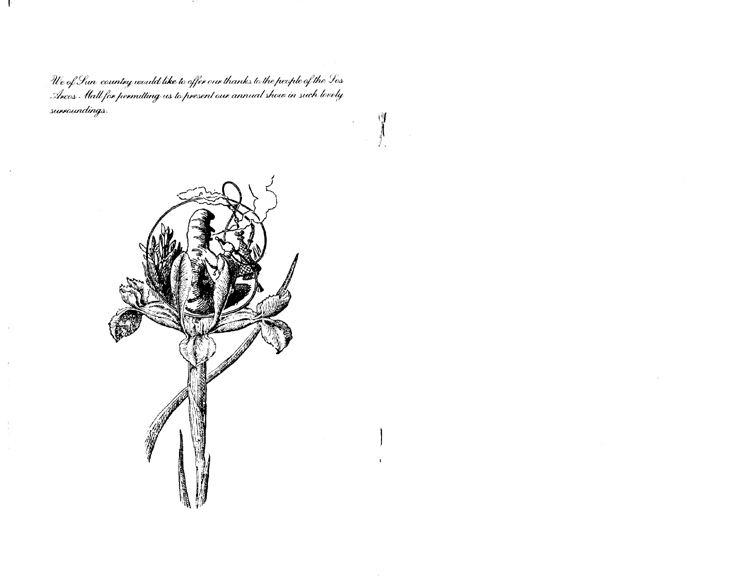*We of Sun country would like to offer our thanks to the people of the Los Arcos Mall for permitting us to present our annual show in such lovely surroundings.*